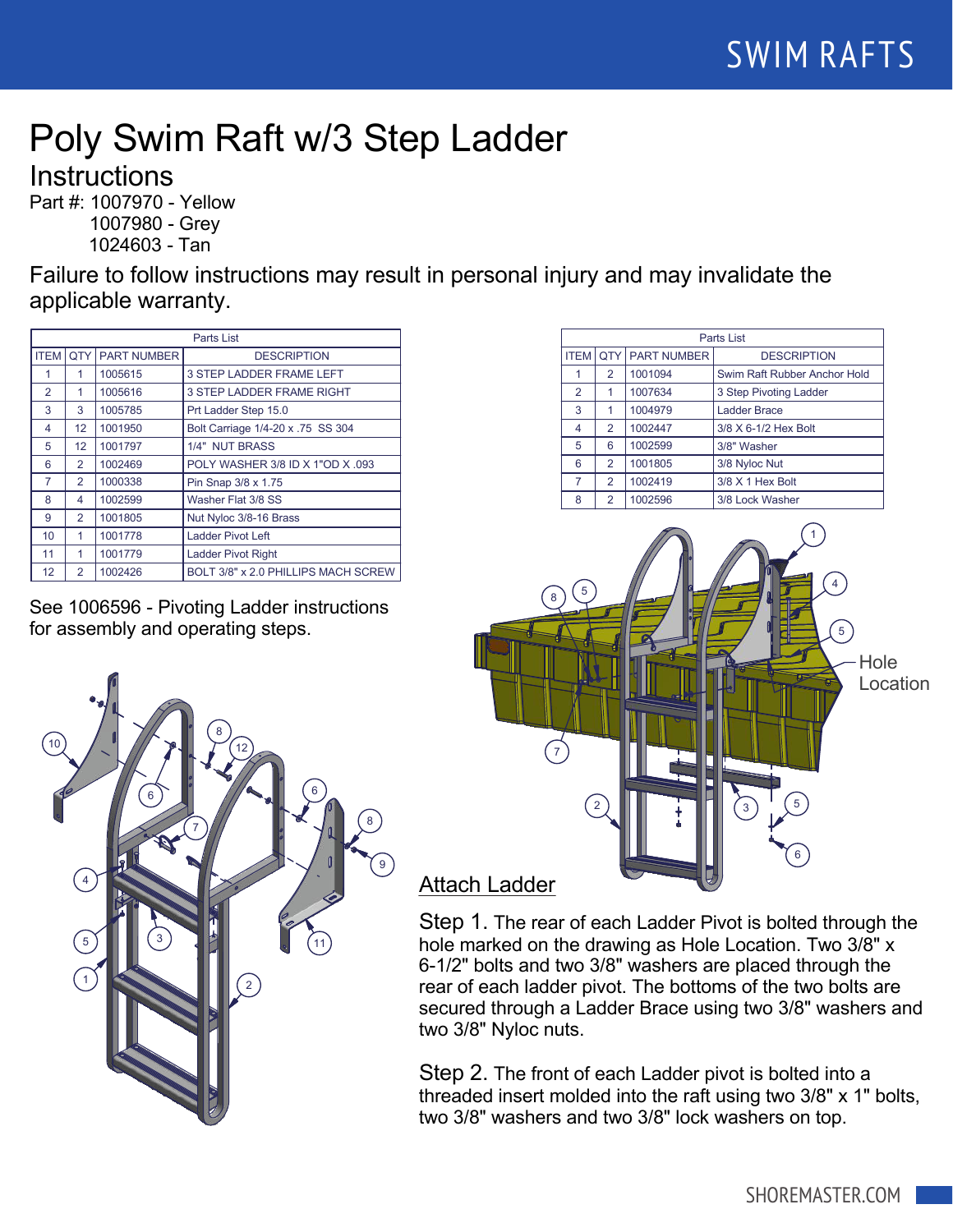# Poly Swim Raft w/3 Step Ladder

## Instructions

Part #: 1007970 - Yellow
1007980 - Grey
1024603 - Tan

Failure to follow instructions may result in personal injury and may invalidate the applicable warranty.

| Parts List | | | |
|---|---|---|---|
| ITEM | QTY | PART NUMBER | DESCRIPTION |
| 1 | 1 | 1005615 | 3 STEP LADDER FRAME LEFT |
| 2 | 1 | 1005616 | 3 STEP LADDER FRAME RIGHT |
| 3 | 3 | 1005785 | Prt Ladder Step 15.0 |
| 4 | 12 | 1001950 | Bolt Carriage 1/4-20 x .75 SS 304 |
| 5 | 12 | 1001797 | 1/4" NUT BRASS |
| 6 | 2 | 1002469 | POLY WASHER 3/8 ID X 1"OD X .093 |
| 7 | 2 | 1000338 | Pin Snap 3/8 x 1.75 |
| 8 | 4 | 1002599 | Washer Flat 3/8 SS |
| 9 | 2 | 1001805 | Nut Nyloc 3/8-16 Brass |
| 10 | 1 | 1001778 | Ladder Pivot Left |
| 11 | 1 | 1001779 | Ladder Pivot Right |
| 12 | 2 | 1002426 | BOLT 3/8" x 2.0 PHILLIPS MACH SCREW |

See 1006596 - Pivoting Ladder instructions for assembly and operating steps.

| Parts List | | | |
|---|---|---|---|
| ITEM | QTY | PART NUMBER | DESCRIPTION |
| 1 | 2 | 1001094 | Swim Raft Rubber Anchor Hold |
| 2 | 1 | 1007634 | 3 Step Pivoting Ladder |
| 3 | 1 | 1004979 | Ladder Brace |
| 4 | 2 | 1002447 | 3/8 X 6-1/2 Hex Bolt |
| 5 | 6 | 1002599 | 3/8" Washer |
| 6 | 2 | 1001805 | 3/8 Nyloc Nut |
| 7 | 2 | 1002419 | 3/8 X 1 Hex Bolt |
| 8 | 2 | 1002596 | 3/8 Lock Washer |

Hole Location

## Attach Ladder

Step 1. The rear of each Ladder Pivot is bolted through the hole marked on the drawing as Hole Location. Two 3/8" x 6-1/2" bolts and two 3/8" washers are placed through the rear of each ladder pivot. The bottoms of the two bolts are secured through a Ladder Brace using two 3/8" washers and two 3/8" Nyloc nuts.

Step 2. The front of each Ladder pivot is bolted into a threaded insert molded into the raft using two 3/8" x 1" bolts, two 3/8" washers and two 3/8" lock washers on top.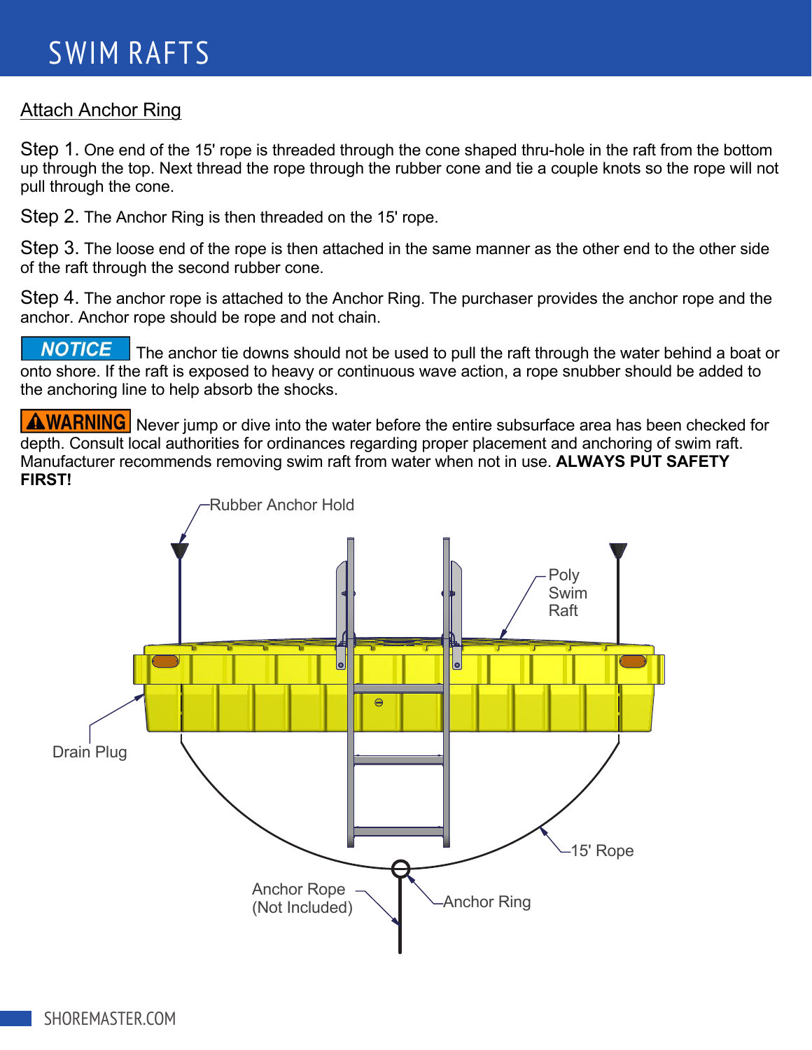# SWIM RAFTS

## Attach Anchor Ring

Step 1. One end of the 15' rope is threaded through the cone shaped thru-hole in the raft from the bottom up through the top. Next thread the rope through the rubber cone and tie a couple knots so the rope will not pull through the cone.

Step 2. The Anchor Ring is then threaded on the 15' rope.

Step 3. The loose end of the rope is then attached in the same manner as the other end to the other side of the raft through the second rubber cone.

Step 4. The anchor rope is attached to the Anchor Ring. The purchaser provides the anchor rope and the anchor. Anchor rope should be rope and not chain.

**NOTICE** The anchor tie downs should not be used to pull the raft through the water behind a boat or onto shore. If the raft is exposed to heavy or continuous wave action, a rope snubber should be added to the anchoring line to help absorb the shocks.

**⚠WARNING** Never jump or dive into the water before the entire subsurface area has been checked for depth. Consult local authorities for ordinances regarding proper placement and anchoring of swim raft. Manufacturer recommends removing swim raft from water when not in use. **ALWAYS PUT SAFETY FIRST!**

Rubber Anchor Hold

Poly Swim Raft

Drain Plug

15' Rope

Anchor Rope (Not Included)

Anchor Ring